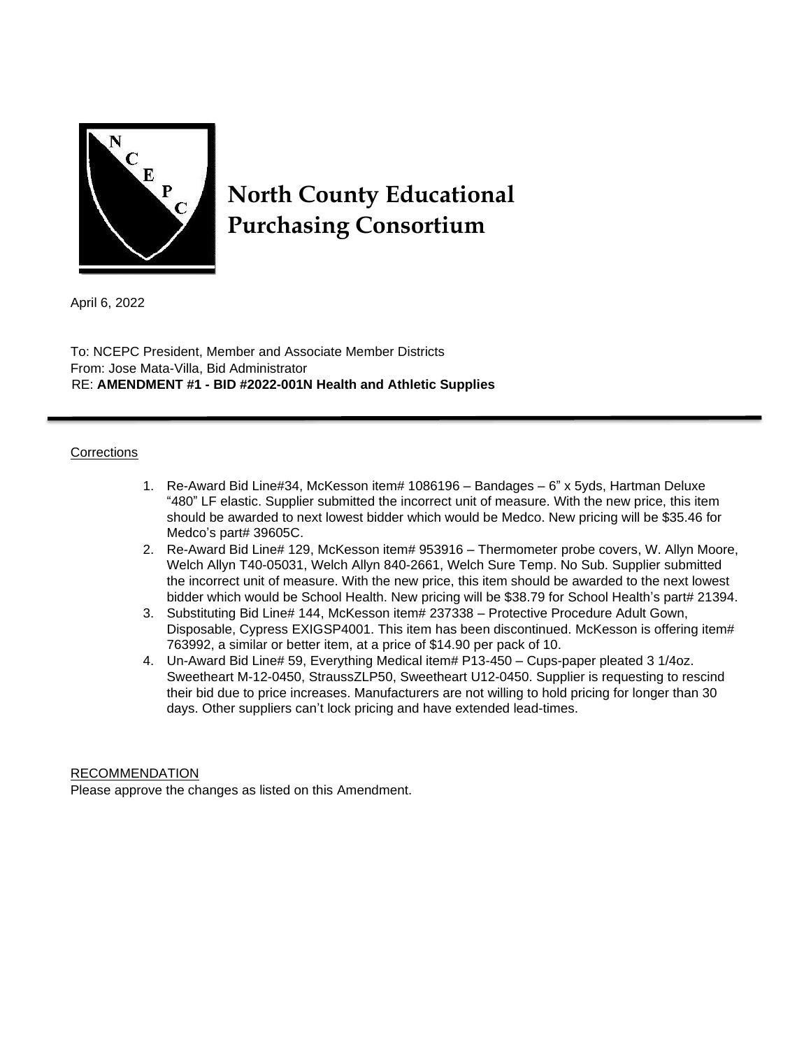# North County Educational Purchasing Consortium

April 6, 2022

To: NCEPC President, Member and Associate Member Districts
From: Jose Mata-Villa, Bid Administrator
RE: **AMENDMENT #1 - BID #2022-001N Health and Athletic Supplies**

---

Corrections

1. Re-Award Bid Line#34, McKesson item# 1086196 – Bandages – 6" x 5yds, Hartman Deluxe "480" LF elastic. Supplier submitted the incorrect unit of measure. With the new price, this item should be awarded to next lowest bidder which would be Medco. New pricing will be $35.46 for Medco's part# 39605C.
2. Re-Award Bid Line# 129, McKesson item# 953916 – Thermometer probe covers, W. Allyn Moore, Welch Allyn T40-05031, Welch Allyn 840-2661, Welch Sure Temp. No Sub. Supplier submitted the incorrect unit of measure. With the new price, this item should be awarded to the next lowest bidder which would be School Health. New pricing will be $38.79 for School Health's part# 21394.
3. Substituting Bid Line# 144, McKesson item# 237338 – Protective Procedure Adult Gown, Disposable, Cypress EXIGSP4001. This item has been discontinued. McKesson is offering item# 763992, a similar or better item, at a price of $14.90 per pack of 10.
4. Un-Award Bid Line# 59, Everything Medical item# P13-450 – Cups-paper pleated 3 1/4oz. Sweetheart M-12-0450, StraussZLP50, Sweetheart U12-0450. Supplier is requesting to rescind their bid due to price increases. Manufacturers are not willing to hold pricing for longer than 30 days. Other suppliers can't lock pricing and have extended lead-times.

RECOMMENDATION

Please approve the changes as listed on this Amendment.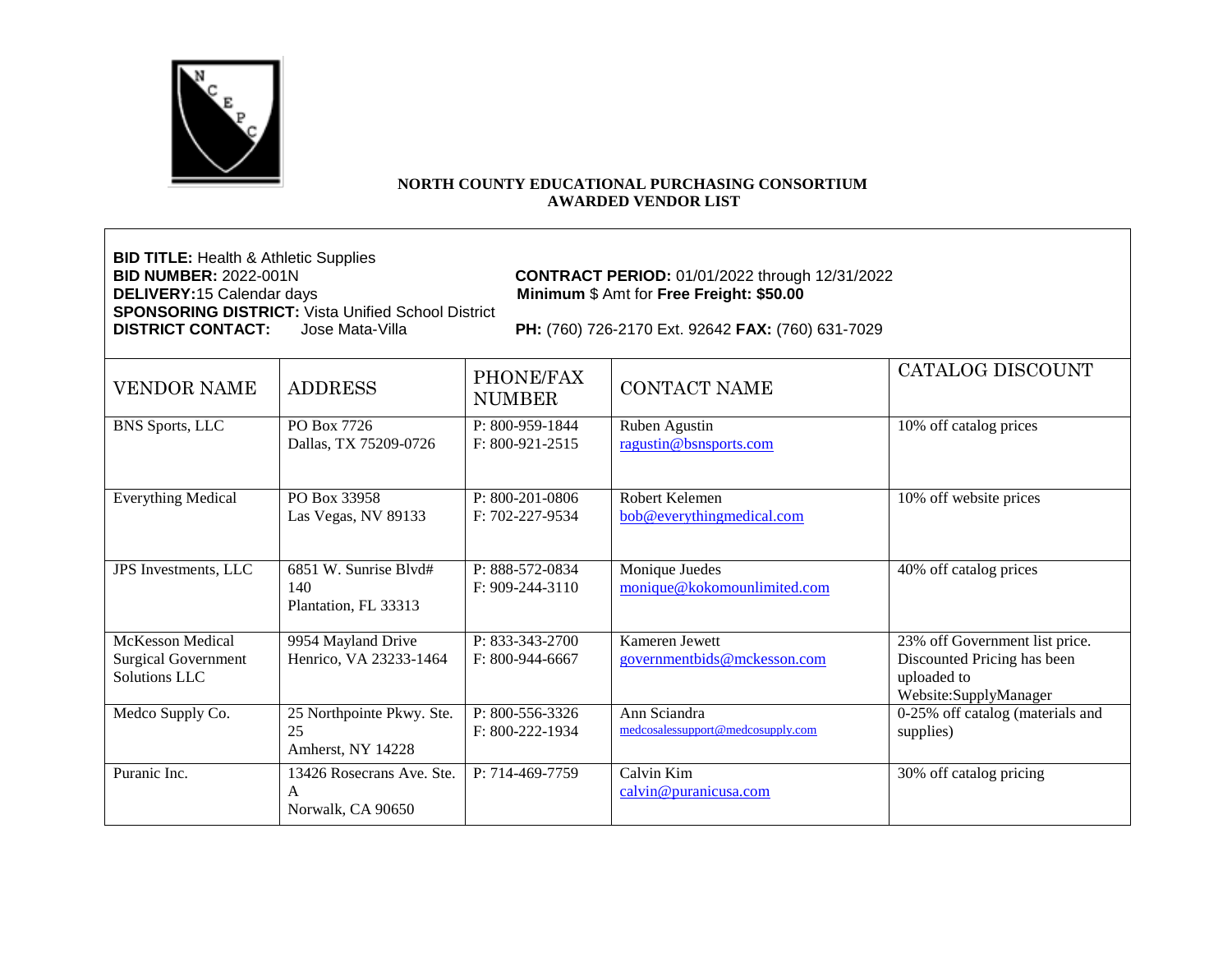**NORTH COUNTY EDUCATIONAL PURCHASING CONSORTIUM**
**AWARDED VENDOR LIST**

**BID TITLE:** Health & Athletic Supplies
**BID NUMBER:** 2022-001N  **CONTRACT PERIOD:** 01/01/2022 through 12/31/2022
**DELIVERY:** 15 Calendar days  **Minimum** $ Amt for **Free Freight: $50.00**
**SPONSORING DISTRICT:** Vista Unified School District
**DISTRICT CONTACT:** Jose Mata-Villa  **PH:** (760) 726-2170 Ext. 92642 **FAX:** (760) 631-7029

| VENDOR NAME | ADDRESS | PHONE/FAX NUMBER | CONTACT NAME | CATALOG DISCOUNT |
|---|---|---|---|---|
| BNS Sports, LLC | PO Box 7726<br>Dallas, TX 75209-0726 | P: 800-959-1844<br>F: 800-921-2515 | Ruben Agustin<br>ragustin@bsnsports.com | 10% off catalog prices |
| Everything Medical | PO Box 33958<br>Las Vegas, NV 89133 | P: 800-201-0806<br>F: 702-227-9534 | Robert Kelemen<br>bob@everythingmedical.com | 10% off website prices |
| JPS Investments, LLC | 6851 W. Sunrise Blvd# 140<br>Plantation, FL 33313 | P: 888-572-0834<br>F: 909-244-3110 | Monique Juedes<br>monique@kokomounlimited.com | 40% off catalog prices |
| McKesson Medical Surgical Government Solutions LLC | 9954 Mayland Drive<br>Henrico, VA 23233-1464 | P: 833-343-2700<br>F: 800-944-6667 | Kameren Jewett<br>governmentbids@mckesson.com | 23% off Government list price. Discounted Pricing has been uploaded to Website:SupplyManager |
| Medco Supply Co. | 25 Northpointe Pkwy. Ste. 25<br>Amherst, NY 14228 | P: 800-556-3326<br>F: 800-222-1934 | Ann Sciandra<br>medcosalessupport@medcosupply.com | 0-25% off catalog (materials and supplies) |
| Puranic Inc. | 13426 Rosecrans Ave. Ste. A<br>Norwalk, CA 90650 | P: 714-469-7759 | Calvin Kim<br>calvin@puranicusa.com | 30% off catalog pricing |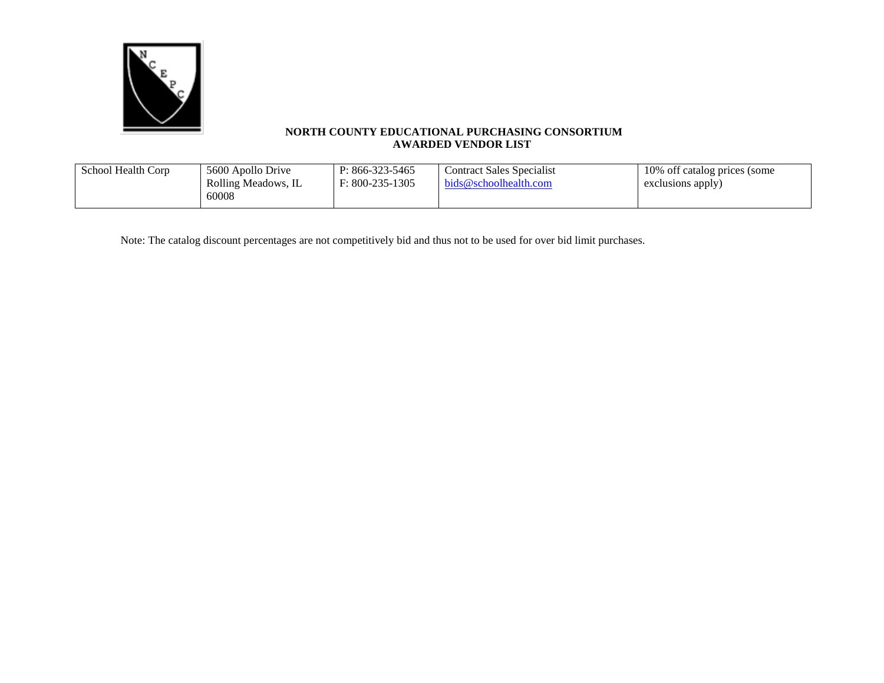**NORTH COUNTY EDUCATIONAL PURCHASING CONSORTIUM**
**AWARDED VENDOR LIST**

| | | | | |
|---|---|---|---|---|
| School Health Corp | 5600 Apollo Drive<br>Rolling Meadows, IL<br>60008 | P: 866-323-5465<br>F: 800-235-1305 | Contract Sales Specialist<br>bids@schoolhealth.com | 10% off catalog prices (some exclusions apply) |

Note: The catalog discount percentages are not competitively bid and thus not to be used for over bid limit purchases.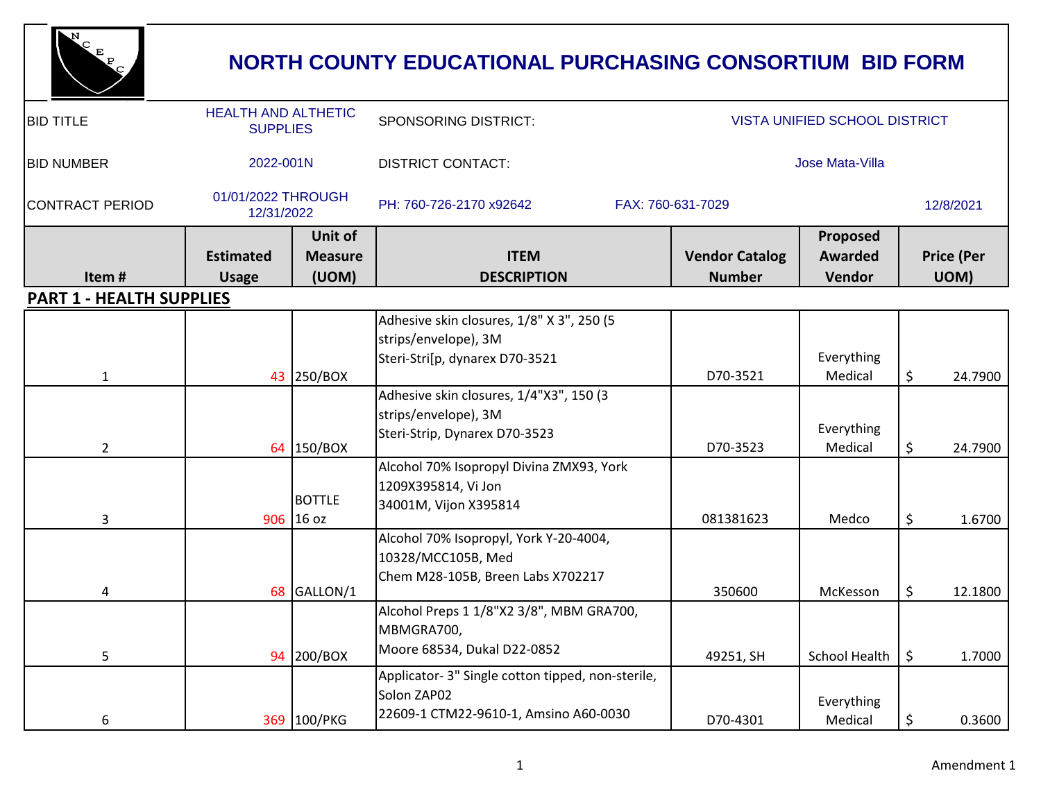# NORTH COUNTY EDUCATIONAL PURCHASING CONSORTIUM BID FORM

| | | | |
|---|---|---|---|
| BID TITLE | HEALTH AND ALTHETIC SUPPLIES | SPONSORING DISTRICT: | VISTA UNIFIED SCHOOL DISTRICT |
| BID NUMBER | 2022-001N | DISTRICT CONTACT: | Jose Mata-Villa |
| CONTRACT PERIOD | 01/01/2022 THROUGH 12/31/2022 | PH: 760-726-2170 x92642 FAX: 760-631-7029 | 12/8/2021 |

| Item # | Estimated Usage | Unit of Measure (UOM) | ITEM DESCRIPTION | Vendor Catalog Number | Proposed Awarded Vendor | Price (Per UOM) |
|---|---|---|---|---|---|---|
| **PART 1 - HEALTH SUPPLIES** | | | | | | |
| 1 | 43 | 250/BOX | Adhesive skin closures, 1/8" X 3", 250 (5 strips/envelope), 3M Steri-Stri[p, dynarex D70-3521 | D70-3521 | Everything Medical | $ 24.7900 |
| 2 | 64 | 150/BOX | Adhesive skin closures, 1/4"X3", 150 (3 strips/envelope), 3M Steri-Strip, Dynarex D70-3523 | D70-3523 | Everything Medical | $ 24.7900 |
| 3 | 906 | BOTTLE 16 oz | Alcohol 70% Isopropyl Divina ZMX93, York 1209X395814, Vi Jon 34001M, Vijon X395814 | 081381623 | Medco | $ 1.6700 |
| 4 | 68 | GALLON/1 | Alcohol 70% Isopropyl, York Y-20-4004, 10328/MCC105B, Med Chem M28-105B, Breen Labs X702217 | 350600 | McKesson | $ 12.1800 |
| 5 | 94 | 200/BOX | Alcohol Preps 1 1/8"X2 3/8", MBM GRA700, MBMGRA700, Moore 68534, Dukal D22-0852 | 49251, SH | School Health | $ 1.7000 |
| 6 | 369 | 100/PKG | Applicator- 3" Single cotton tipped, non-sterile, Solon ZAP02 22609-1 CTM22-9610-1, Amsino A60-0030 | D70-4301 | Everything Medical | $ 0.3600 |

Amendment 1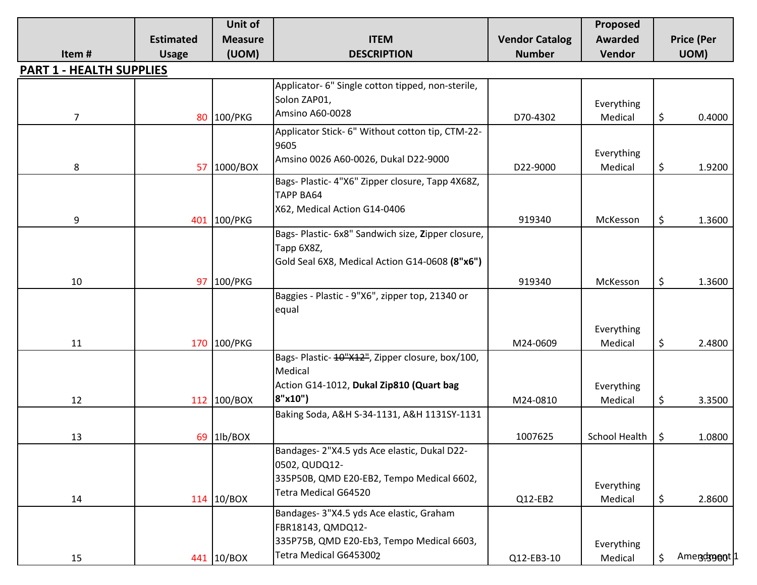| Item # | Estimated Usage | Unit of Measure (UOM) | ITEM DESCRIPTION | Vendor Catalog Number | Proposed Awarded Vendor | Price (Per UOM) |
|---|---|---|---|---|---|---|
| **PART 1 - HEALTH SUPPLIES** | | | | | | |
| 7 | 80 | 100/PKG | Applicator- 6" Single cotton tipped, non-sterile, Solon ZAP01, Amsino A60-0028 | D70-4302 | Everything Medical | $ 0.4000 |
| 8 | 57 | 1000/BOX | Applicator Stick- 6" Without cotton tip, CTM-22-9605 Amsino 0026 A60-0026, Dukal D22-9000 | D22-9000 | Everything Medical | $ 1.9200 |
| 9 | 401 | 100/PKG | Bags- Plastic- 4"X6" Zipper closure, Tapp 4X68Z, TAPP BA64 X62, Medical Action G14-0406 | 919340 | McKesson | $ 1.3600 |
| 10 | 97 | 100/PKG | Bags- Plastic- 6x8" Sandwich size, **Z**ipper closure, Tapp 6X8Z, Gold Seal 6X8, Medical Action G14-0608 **(8"x6")** | 919340 | McKesson | $ 1.3600 |
| 11 | 170 | 100/PKG | Baggies - Plastic - 9"X6", zipper top, 21340 or equal | M24-0609 | Everything Medical | $ 2.4800 |
| 12 | 112 | 100/BOX | Bags- Plastic- ~~10"X12"~~, Zipper closure, box/100, Medical Action G14-1012, **Dukal Zip810 (Quart bag 8"x10")** | M24-0810 | Everything Medical | $ 3.3500 |
| 13 | 69 | 1lb/BOX | Baking Soda, A&H S-34-1131, A&H 1131SY-1131 | 1007625 | School Health | $ 1.0800 |
| 14 | 114 | 10/BOX | Bandages- 2"X4.5 yds Ace elastic, Dukal D22-0502, QUDQ12-335P50B, QMD E20-EB2, Tempo Medical 6602, Tetra Medical G64520 | Q12-EB2 | Everything Medical | $ 2.8600 |
| 15 | 441 | 10/BOX | Bandages- 3"X4.5 yds Ace elastic, Graham FBR18143, QMDQ12-335P75B, QMD E20-Eb3, Tempo Medical 6603, Tetra Medical G6453002 | Q12-EB3-10 | Everything Medical | $ 3.3900 |

Amendment 1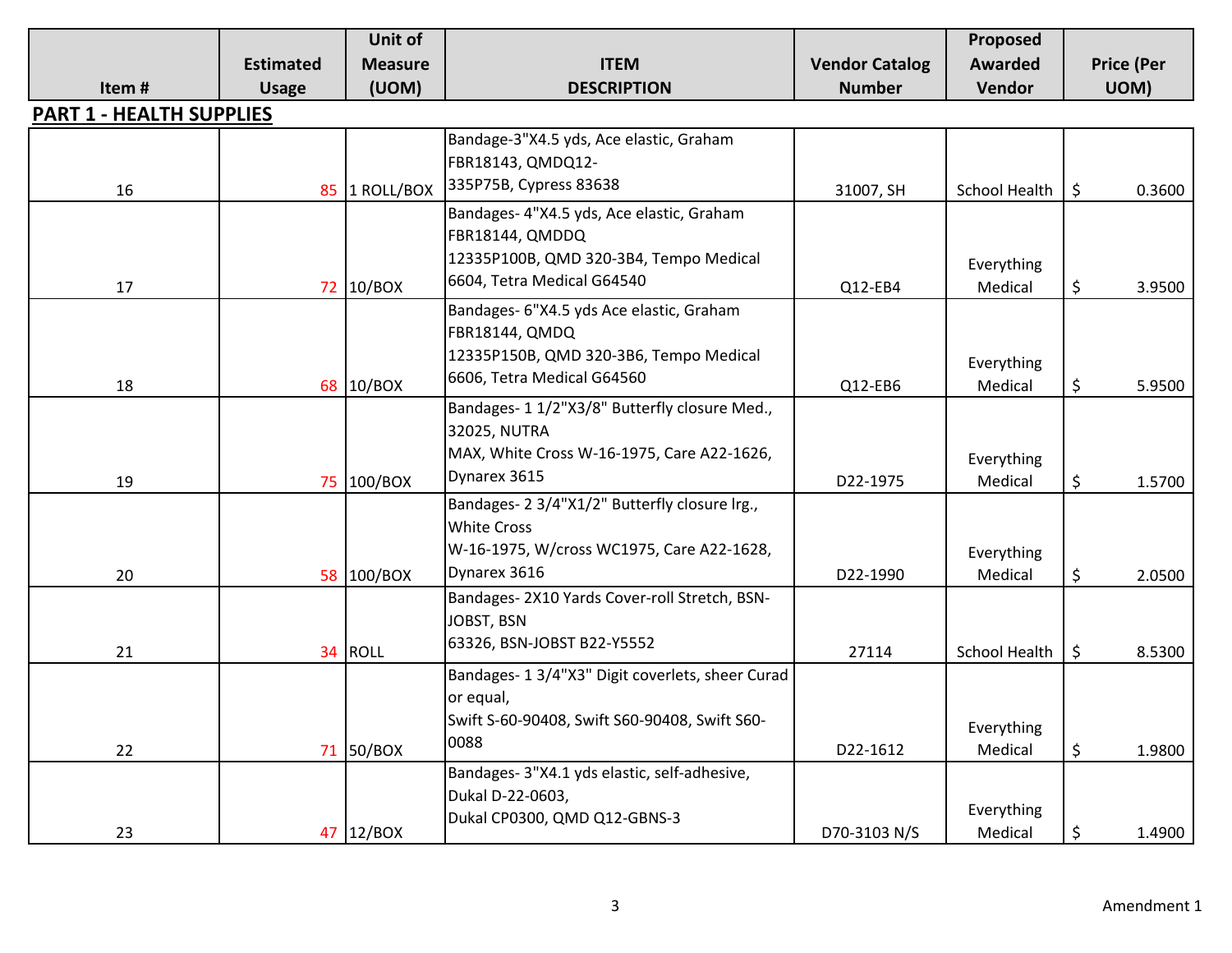| Item # | Estimated Usage | Unit of Measure (UOM) | ITEM DESCRIPTION | Vendor Catalog Number | Proposed Awarded Vendor | Price (Per UOM) |
|---|---|---|---|---|---|---|
| **PART 1 - HEALTH SUPPLIES** | | | | | | |
| 16 | 85 | 1 ROLL/BOX | Bandage-3"X4.5 yds, Ace elastic, Graham FBR18143, QMDQ12-335P75B, Cypress 83638 | 31007, SH | School Health | $ 0.3600 |
| 17 | 72 | 10/BOX | Bandages- 4"X4.5 yds, Ace elastic, Graham FBR18144, QMDDQ 12335P100B, QMD 320-3B4, Tempo Medical 6604, Tetra Medical G64540 | Q12-EB4 | Everything Medical | $ 3.9500 |
| 18 | 68 | 10/BOX | Bandages- 6"X4.5 yds Ace elastic, Graham FBR18144, QMDQ 12335P150B, QMD 320-3B6, Tempo Medical 6606, Tetra Medical G64560 | Q12-EB6 | Everything Medical | $ 5.9500 |
| 19 | 75 | 100/BOX | Bandages- 1 1/2"X3/8" Butterfly closure Med., 32025, NUTRA MAX, White Cross W-16-1975, Care A22-1626, Dynarex 3615 | D22-1975 | Everything Medical | $ 1.5700 |
| 20 | 58 | 100/BOX | Bandages- 2 3/4"X1/2" Butterfly closure lrg., White Cross W-16-1975, W/cross WC1975, Care A22-1628, Dynarex 3616 | D22-1990 | Everything Medical | $ 2.0500 |
| 21 | 34 | ROLL | Bandages- 2X10 Yards Cover-roll Stretch, BSN-JOBST, BSN 63326, BSN-JOBST B22-Y5552 | 27114 | School Health | $ 8.5300 |
| 22 | 71 | 50/BOX | Bandages- 1 3/4"X3" Digit coverlets, sheer Curad or equal, Swift S-60-90408, Swift S60-90408, Swift S60-0088 | D22-1612 | Everything Medical | $ 1.9800 |
| 23 | 47 | 12/BOX | Bandages- 3"X4.1 yds elastic, self-adhesive, Dukal D-22-0603, Dukal CP0300, QMD Q12-GBNS-3 | D70-3103 N/S | Everything Medical | $ 1.4900 |

Amendment 1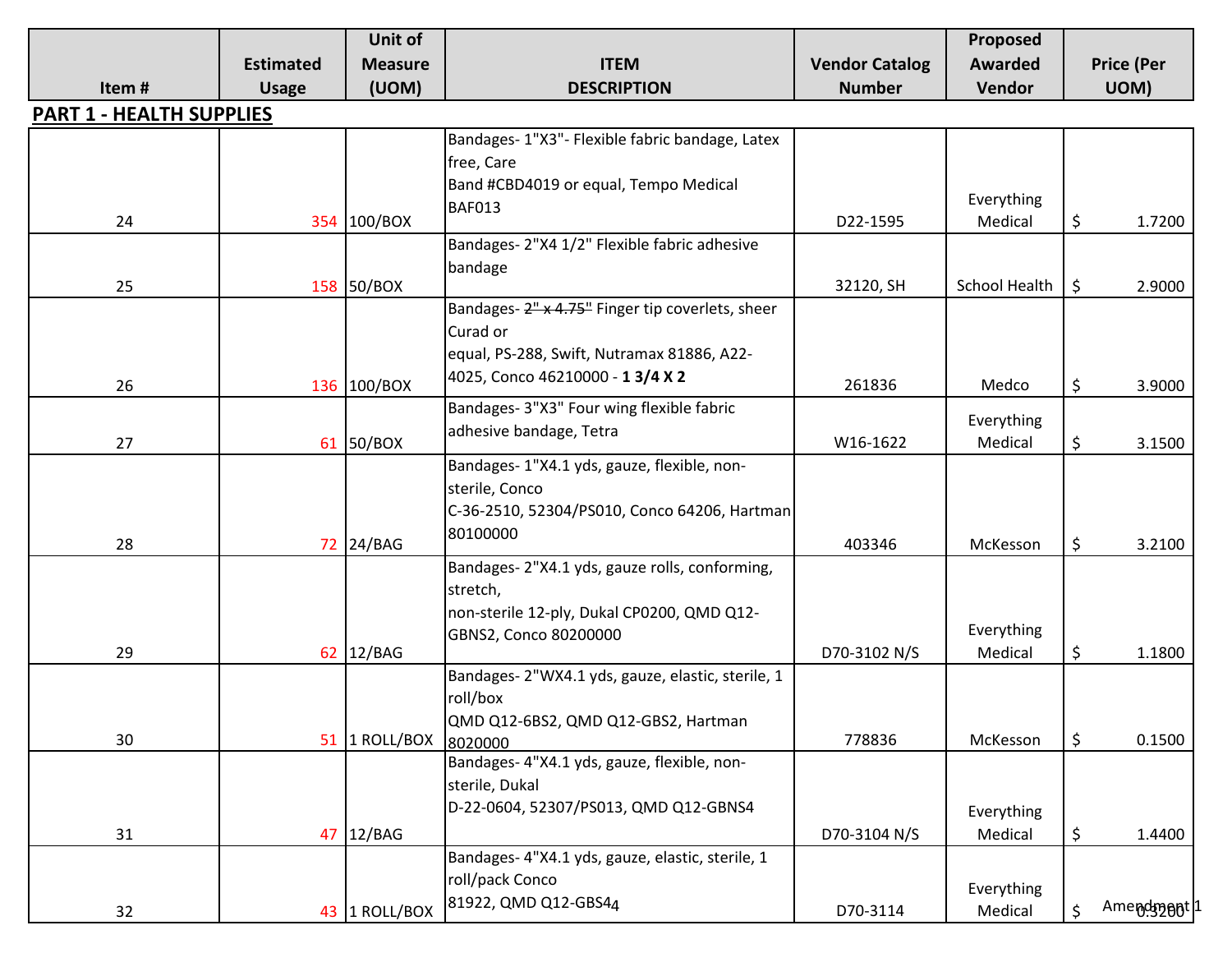| Item # | Estimated Usage | Unit of Measure (UOM) | ITEM DESCRIPTION | Vendor Catalog Number | Proposed Awarded Vendor | Price (Per UOM) |
|---|---|---|---|---|---|---|
| **PART 1 - HEALTH SUPPLIES** | | | | | | |
| 24 | 354 | 100/BOX | Bandages- 1"X3"- Flexible fabric bandage, Latex free, Care Band #CBD4019 or equal, Tempo Medical BAF013 | D22-1595 | Everything Medical | $ 1.7200 |
| 25 | 158 | 50/BOX | Bandages- 2"X4 1/2" Flexible fabric adhesive bandage | 32120, SH | School Health | $ 2.9000 |
| 26 | 136 | 100/BOX | Bandages- ~~2" x 4.75"~~ Finger tip coverlets, sheer Curad or equal, PS-288, Swift, Nutramax 81886, A22-4025, Conco 46210000 - **1 3/4 X 2** | 261836 | Medco | $ 3.9000 |
| 27 | 61 | 50/BOX | Bandages- 3"X3" Four wing flexible fabric adhesive bandage, Tetra | W16-1622 | Everything Medical | $ 3.1500 |
| 28 | 72 | 24/BAG | Bandages- 1"X4.1 yds, gauze, flexible, non-sterile, Conco C-36-2510, 52304/PS010, Conco 64206, Hartman 80100000 | 403346 | McKesson | $ 3.2100 |
| 29 | 62 | 12/BAG | Bandages- 2"X4.1 yds, gauze rolls, conforming, stretch, non-sterile 12-ply, Dukal CP0200, QMD Q12-GBNS2, Conco 80200000 | D70-3102 N/S | Everything Medical | $ 1.1800 |
| 30 | 51 | 1 ROLL/BOX | Bandages- 2"WX4.1 yds, gauze, elastic, sterile, 1 roll/box QMD Q12-6BS2, QMD Q12-GBS2, Hartman 8020000 | 778836 | McKesson | $ 0.1500 |
| 31 | 47 | 12/BAG | Bandages- 4"X4.1 yds, gauze, flexible, non-sterile, Dukal D-22-0604, 52307/PS013, QMD Q12-GBNS4 | D70-3104 N/S | Everything Medical | $ 1.4400 |
| 32 | 43 | 1 ROLL/BOX | Bandages- 4"X4.1 yds, gauze, elastic, sterile, 1 roll/pack Conco 81922, QMD Q12-GBS44 | D70-3114 | Everything Medical | $ 0.3200 |

Amendment 1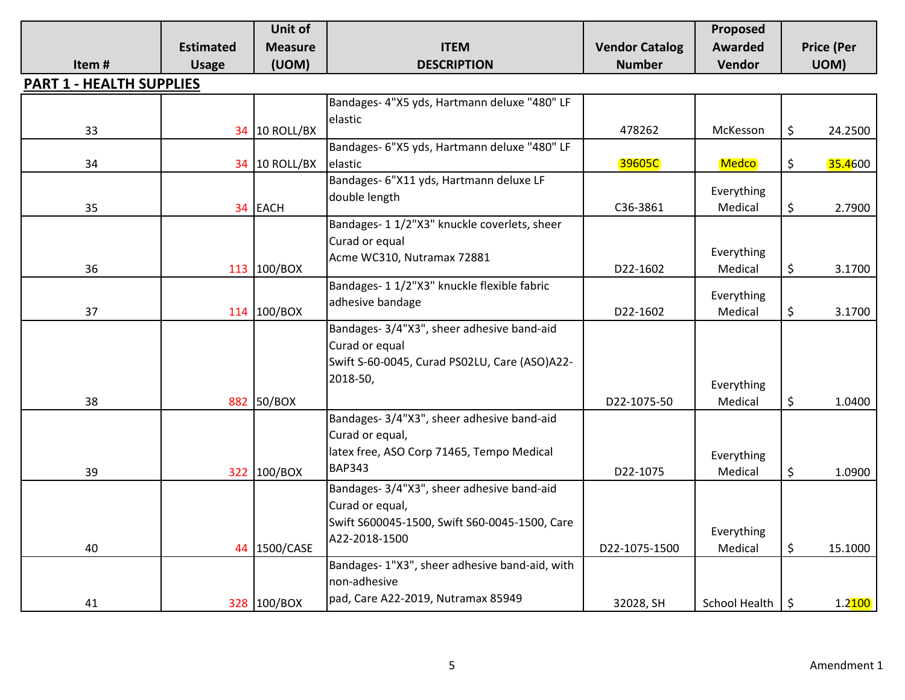| Item # | Estimated Usage | Unit of Measure (UOM) | ITEM DESCRIPTION | Vendor Catalog Number | Proposed Awarded Vendor | Price (Per UOM) |
|---|---|---|---|---|---|---|
| **PART 1 - HEALTH SUPPLIES** | | | | | | |
| 33 | 34 | 10 ROLL/BX | Bandages- 4"X5 yds, Hartmann deluxe "480" LF elastic | 478262 | McKesson | $ 24.2500 |
| 34 | 34 | 10 ROLL/BX | Bandages- 6"X5 yds, Hartmann deluxe "480" LF elastic | 39605C | Medco | $ 35.4600 |
| 35 | 34 | EACH | Bandages- 6"X11 yds, Hartmann deluxe LF double length | C36-3861 | Everything Medical | $ 2.7900 |
| 36 | 113 | 100/BOX | Bandages- 1 1/2"X3" knuckle coverlets, sheer Curad or equal Acme WC310, Nutramax 72881 | D22-1602 | Everything Medical | $ 3.1700 |
| 37 | 114 | 100/BOX | Bandages- 1 1/2"X3" knuckle flexible fabric adhesive bandage | D22-1602 | Everything Medical | $ 3.1700 |
| 38 | 882 | 50/BOX | Bandages- 3/4"X3", sheer adhesive band-aid Curad or equal Swift S-60-0045, Curad PS02LU, Care (ASO)A22-2018-50, | D22-1075-50 | Everything Medical | $ 1.0400 |
| 39 | 322 | 100/BOX | Bandages- 3/4"X3", sheer adhesive band-aid Curad or equal, latex free, ASO Corp 71465, Tempo Medical BAP343 | D22-1075 | Everything Medical | $ 1.0900 |
| 40 | 44 | 1500/CASE | Bandages- 3/4"X3", sheer adhesive band-aid Curad or equal, Swift S600045-1500, Swift S60-0045-1500, Care A22-2018-1500 | D22-1075-1500 | Everything Medical | $ 15.1000 |
| 41 | 328 | 100/BOX | Bandages- 1"X3", sheer adhesive band-aid, with non-adhesive pad, Care A22-2019, Nutramax 85949 | 32028, SH | School Health | $ 1.2100 |

Amendment 1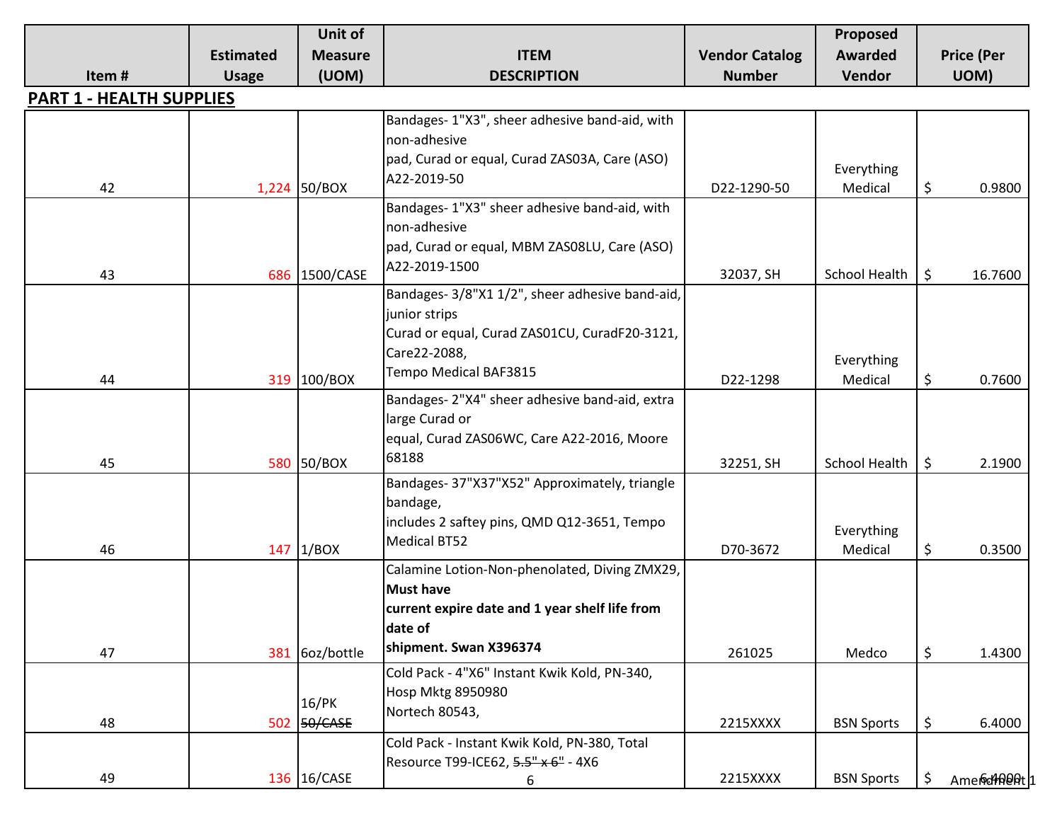| Item # | Estimated Usage | Unit of Measure (UOM) | ITEM DESCRIPTION | Vendor Catalog Number | Proposed Awarded Vendor | Price (Per UOM) |
|---|---|---|---|---|---|---|
| **PART 1 - HEALTH SUPPLIES** | | | | | | |
| 42 | 1,224 | 50/BOX | Bandages- 1"X3", sheer adhesive band-aid, with non-adhesive pad, Curad or equal, Curad ZAS03A, Care (ASO) A22-2019-50 | D22-1290-50 | Everything Medical | $ 0.9800 |
| 43 | 686 | 1500/CASE | Bandages- 1"X3" sheer adhesive band-aid, with non-adhesive pad, Curad or equal, MBM ZAS08LU, Care (ASO) A22-2019-1500 | 32037, SH | School Health | $ 16.7600 |
| 44 | 319 | 100/BOX | Bandages- 3/8"X1 1/2", sheer adhesive band-aid, junior strips Curad or equal, Curad ZAS01CU, CuradF20-3121, Care22-2088, Tempo Medical BAF3815 | D22-1298 | Everything Medical | $ 0.7600 |
| 45 | 580 | 50/BOX | Bandages- 2"X4" sheer adhesive band-aid, extra large Curad or equal, Curad ZAS06WC, Care A22-2016, Moore 68188 | 32251, SH | School Health | $ 2.1900 |
| 46 | 147 | 1/BOX | Bandages- 37"X37"X52" Approximately, triangle bandage, includes 2 saftey pins, QMD Q12-3651, Tempo Medical BT52 | D70-3672 | Everything Medical | $ 0.3500 |
| 47 | 381 | 6oz/bottle | Calamine Lotion-Non-phenolated, Diving ZMX29, **Must have current expire date and 1 year shelf life from date of shipment. Swan X396374** | 261025 | Medco | $ 1.4300 |
| 48 | 502 | 16/PK ~~50/CASE~~ | Cold Pack - 4"X6" Instant Kwik Kold, PN-340, Hosp Mktg 8950980 Nortech 80543, | 2215XXXX | BSN Sports | $ 6.4000 |
| 49 | 136 | 16/CASE | Cold Pack - Instant Kwik Kold, PN-380, Total Resource T99-ICE62, ~~5.5" x 6"~~ - 4X6 | 2215XXXX | BSN Sports | $ 6.4000 |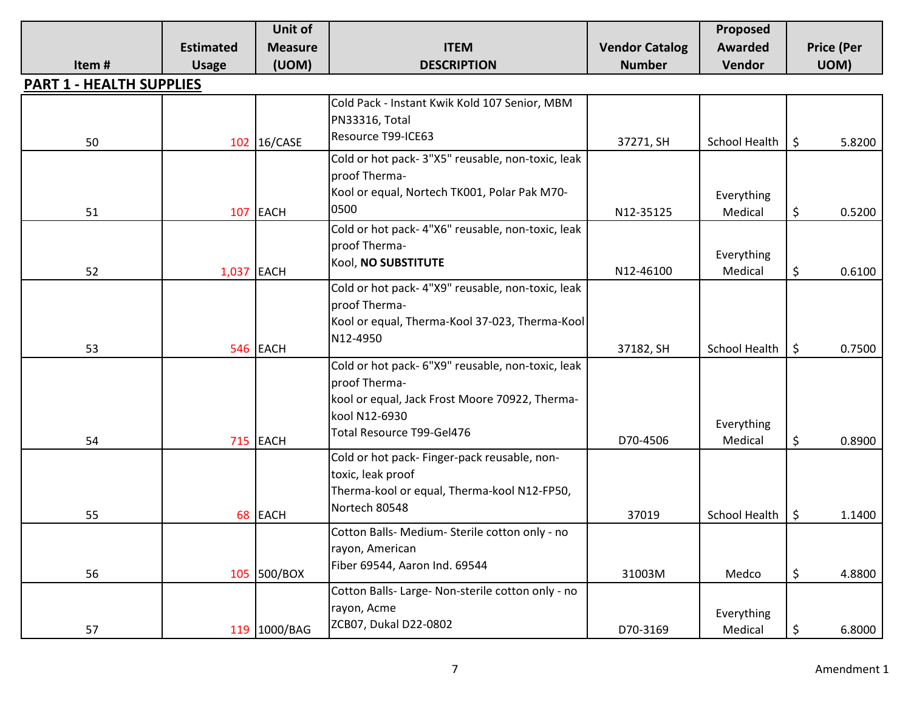| Item # | Estimated Usage | Unit of Measure (UOM) | ITEM DESCRIPTION | Vendor Catalog Number | Proposed Awarded Vendor | Price (Per UOM) |
|---|---|---|---|---|---|---|

## PART 1 - HEALTH SUPPLIES

| Item # | Estimated Usage | Unit of Measure (UOM) | ITEM DESCRIPTION | Vendor Catalog Number | Proposed Awarded Vendor | Price (Per UOM) |
|---|---|---|---|---|---|---|
| 50 | 102 | 16/CASE | Cold Pack - Instant Kwik Kold 107 Senior, MBM PN33316, Total Resource T99-ICE63 | 37271, SH | School Health | $ 5.8200 |
| 51 | 107 | EACH | Cold or hot pack- 3"X5" reusable, non-toxic, leak proof Therma-Kool or equal, Nortech TK001, Polar Pak M70-0500 | N12-35125 | Everything Medical | $ 0.5200 |
| 52 | 1,037 | EACH | Cold or hot pack- 4"X6" reusable, non-toxic, leak proof Therma-Kool, **NO SUBSTITUTE** | N12-46100 | Everything Medical | $ 0.6100 |
| 53 | 546 | EACH | Cold or hot pack- 4"X9" reusable, non-toxic, leak proof Therma-Kool or equal, Therma-Kool 37-023, Therma-Kool N12-4950 | 37182, SH | School Health | $ 0.7500 |
| 54 | 715 | EACH | Cold or hot pack- 6"X9" reusable, non-toxic, leak proof Therma-kool or equal, Jack Frost Moore 70922, Therma-kool N12-6930 Total Resource T99-Gel476 | D70-4506 | Everything Medical | $ 0.8900 |
| 55 | 68 | EACH | Cold or hot pack- Finger-pack reusable, non-toxic, leak proof Therma-kool or equal, Therma-kool N12-FP50, Nortech 80548 | 37019 | School Health | $ 1.1400 |
| 56 | 105 | 500/BOX | Cotton Balls- Medium- Sterile cotton only - no rayon, American Fiber 69544, Aaron Ind. 69544 | 31003M | Medco | $ 4.8800 |
| 57 | 119 | 1000/BAG | Cotton Balls- Large- Non-sterile cotton only - no rayon, Acme ZCB07, Dukal D22-0802 | D70-3169 | Everything Medical | $ 6.8000 |

Amendment 1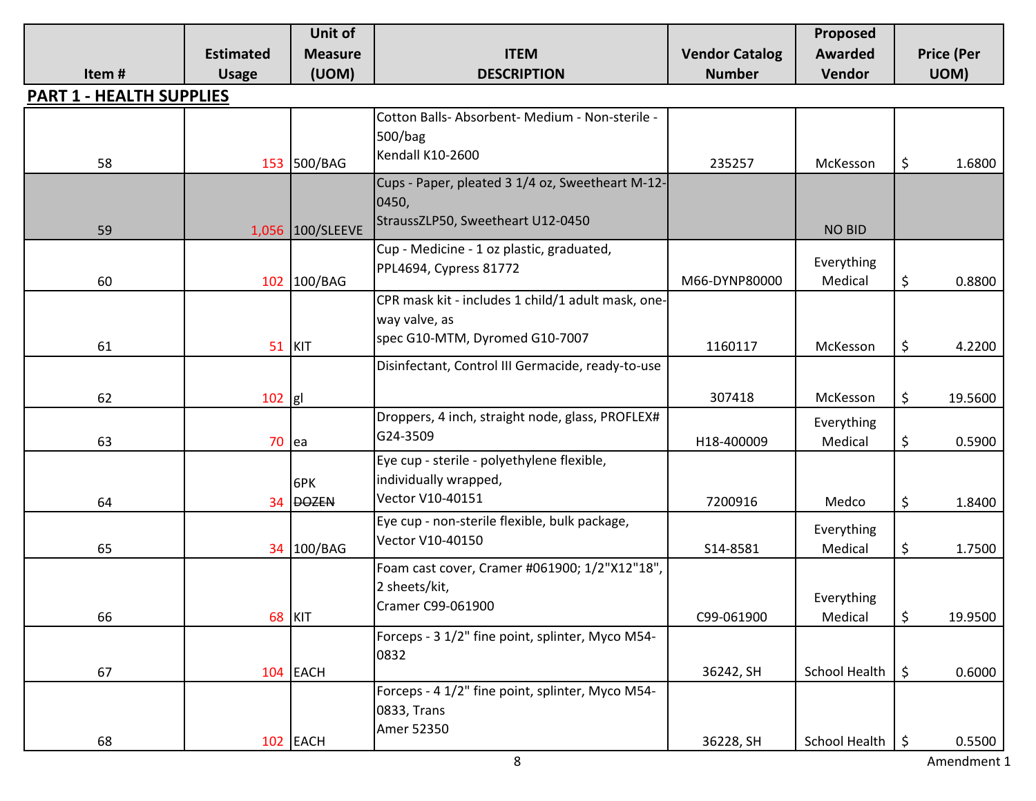| Item # | Estimated Usage | Unit of Measure (UOM) | ITEM DESCRIPTION | Vendor Catalog Number | Proposed Awarded Vendor | Price (Per UOM) |
|---|---|---|---|---|---|---|
| **PART 1 - HEALTH SUPPLIES** | | | | | | |
| 58 | 153 | 500/BAG | Cotton Balls- Absorbent- Medium - Non-sterile - 500/bag Kendall K10-2600 | 235257 | McKesson | $ 1.6800 |
| 59 | 1,056 | 100/SLEEVE | Cups - Paper, pleated 3 1/4 oz, Sweetheart M-12-0450, StraussZLP50, Sweetheart U12-0450 | | NO BID | |
| 60 | 102 | 100/BAG | Cup - Medicine - 1 oz plastic, graduated, PPL4694, Cypress 81772 | M66-DYNP80000 | Everything Medical | $ 0.8800 |
| 61 | 51 | KIT | CPR mask kit - includes 1 child/1 adult mask, one-way valve, as spec G10-MTM, Dyromed G10-7007 | 1160117 | McKesson | $ 4.2200 |
| 62 | 102 | gl | Disinfectant, Control III Germacide, ready-to-use | 307418 | McKesson | $ 19.5600 |
| 63 | 70 | ea | Droppers, 4 inch, straight node, glass, PROFLEX# G24-3509 | H18-400009 | Everything Medical | $ 0.5900 |
| 64 | 34 | 6PK ~~DOZEN~~ | Eye cup - sterile - polyethylene flexible, individually wrapped, Vector V10-40151 | 7200916 | Medco | $ 1.8400 |
| 65 | 34 | 100/BAG | Eye cup - non-sterile flexible, bulk package, Vector V10-40150 | S14-8581 | Everything Medical | $ 1.7500 |
| 66 | 68 | KIT | Foam cast cover, Cramer #061900; 1/2"X12"18", 2 sheets/kit, Cramer C99-061900 | C99-061900 | Everything Medical | $ 19.9500 |
| 67 | 104 | EACH | Forceps - 3 1/2" fine point, splinter, Myco M54-0832 | 36242, SH | School Health | $ 0.6000 |
| 68 | 102 | EACH | Forceps - 4 1/2" fine point, splinter, Myco M54-0833, Trans Amer 52350 | 36228, SH | School Health | $ 0.5500 |

Amendment 1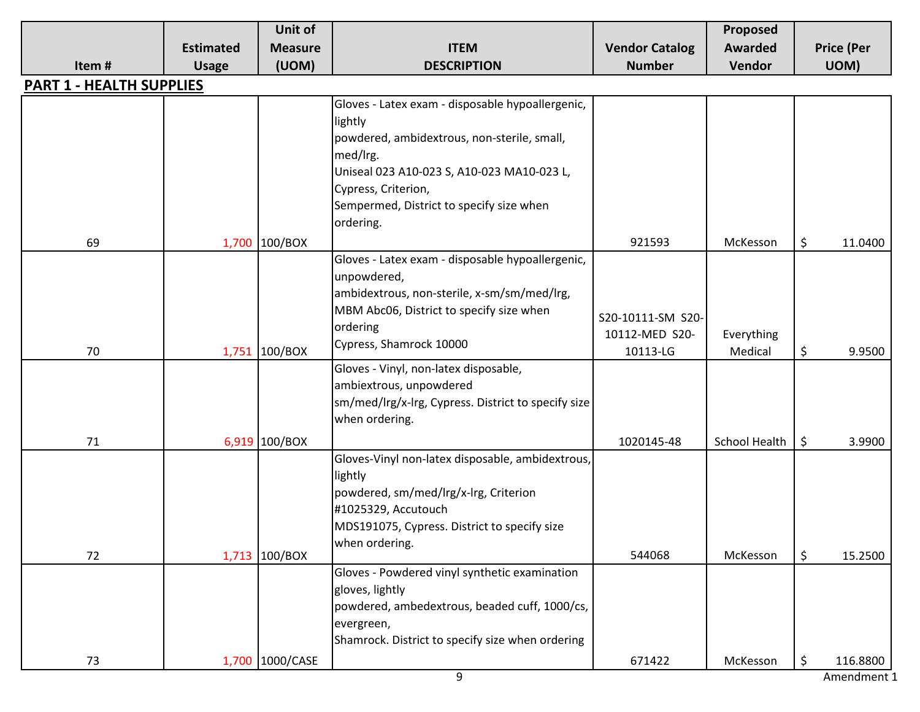| Item # | Estimated Usage | Unit of Measure (UOM) | ITEM DESCRIPTION | Vendor Catalog Number | Proposed Awarded Vendor | Price (Per UOM) |
|---|---|---|---|---|---|---|

**PART 1 - HEALTH SUPPLIES**

| Item # | Estimated Usage | Unit of Measure (UOM) | ITEM DESCRIPTION | Vendor Catalog Number | Proposed Awarded Vendor | Price (Per UOM) |
|---|---|---|---|---|---|---|
| 69 | 1,700 | 100/BOX | Gloves - Latex exam - disposable hypoallergenic, lightly powdered, ambidextrous, non-sterile, small, med/lrg. Uniseal 023 A10-023 S, A10-023 MA10-023 L, Cypress, Criterion, Sempermed, District to specify size when ordering. | 921593 | McKesson | $ 11.0400 |
| 70 | 1,751 | 100/BOX | Gloves - Latex exam - disposable hypoallergenic, unpowdered, ambidextrous, non-sterile, x-sm/sm/med/lrg, MBM Abc06, District to specify size when ordering Cypress, Shamrock 10000 | S20-10111-SM S20-10112-MED S20-10113-LG | Everything Medical | $ 9.9500 |
| 71 | 6,919 | 100/BOX | Gloves - Vinyl, non-latex disposable, ambiextrous, unpowdered sm/med/lrg/x-lrg, Cypress. District to specify size when ordering. | 1020145-48 | School Health | $ 3.9900 |
| 72 | 1,713 | 100/BOX | Gloves-Vinyl non-latex disposable, ambidextrous, lightly powdered, sm/med/lrg/x-lrg, Criterion #1025329, Accutouch MDS191075, Cypress. District to specify size when ordering. | 544068 | McKesson | $ 15.2500 |
| 73 | 1,700 | 1000/CASE | Gloves - Powdered vinyl synthetic examination gloves, lightly powdered, ambedextrous, beaded cuff, 1000/cs, evergreen, Shamrock. District to specify size when ordering | 671422 | McKesson | $ 116.8800 |

Amendment 1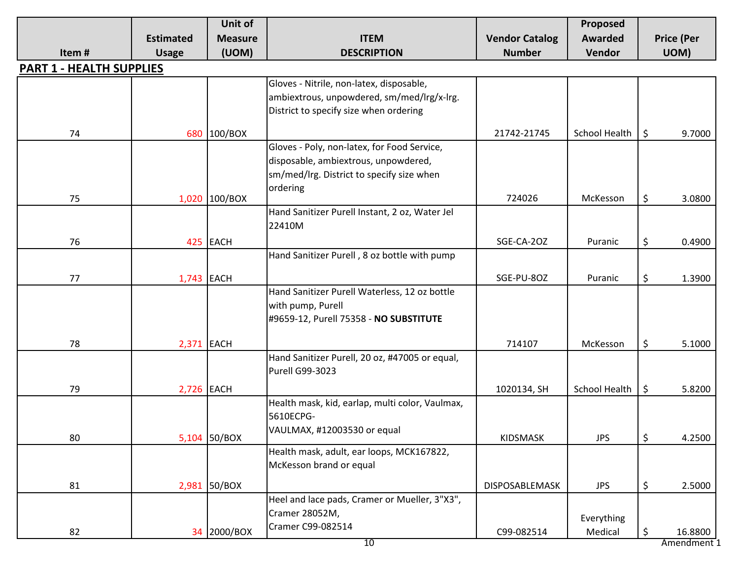| Item # | Estimated Usage | Unit of Measure (UOM) | ITEM DESCRIPTION | Vendor Catalog Number | Proposed Awarded Vendor | Price (Per UOM) |
|---|---|---|---|---|---|---|
| **PART 1 - HEALTH SUPPLIES** | | | | | | |
| 74 | 680 | 100/BOX | Gloves - Nitrile, non-latex, disposable, ambiextrous, unpowdered, sm/med/lrg/x-lrg. District to specify size when ordering | 21742-21745 | School Health | $ 9.7000 |
| 75 | 1,020 | 100/BOX | Gloves - Poly, non-latex, for Food Service, disposable, ambiextrous, unpowdered, sm/med/lrg. District to specify size when ordering | 724026 | McKesson | $ 3.0800 |
| 76 | 425 | EACH | Hand Sanitizer Purell Instant, 2 oz, Water Jel 22410M | SGE-CA-2OZ | Puranic | $ 0.4900 |
| 77 | 1,743 | EACH | Hand Sanitizer Purell , 8 oz bottle with pump | SGE-PU-8OZ | Puranic | $ 1.3900 |
| 78 | 2,371 | EACH | Hand Sanitizer Purell Waterless, 12 oz bottle with pump, Purell #9659-12, Purell 75358 - **NO SUBSTITUTE** | 714107 | McKesson | $ 5.1000 |
| 79 | 2,726 | EACH | Hand Sanitizer Purell, 20 oz, #47005 or equal, Purell G99-3023 | 1020134, SH | School Health | $ 5.8200 |
| 80 | 5,104 | 50/BOX | Health mask, kid, earlap, multi color, Vaulmax, 5610ECPG-VAULMAX, #12003530 or equal | KIDSMASK | JPS | $ 4.2500 |
| 81 | 2,981 | 50/BOX | Health mask, adult, ear loops, MCK167822, McKesson brand or equal | DISPOSABLEMASK | JPS | $ 2.5000 |
| 82 | 34 | 2000/BOX | Heel and lace pads, Cramer or Mueller, 3"X3", Cramer 28052M, Cramer C99-082514 | C99-082514 | Everything Medical | $ 16.8800 |

Amendment 1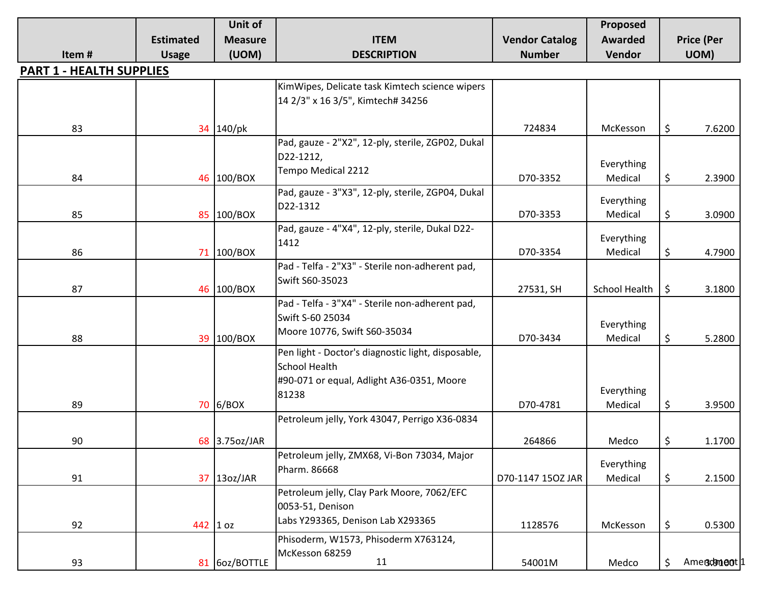| Item # | Estimated Usage | Unit of Measure (UOM) | ITEM DESCRIPTION | Vendor Catalog Number | Proposed Awarded Vendor | Price (Per UOM) |
|---|---|---|---|---|---|---|

**PART 1 - HEALTH SUPPLIES**

| Item # | Estimated Usage | Unit of Measure (UOM) | ITEM DESCRIPTION | Vendor Catalog Number | Proposed Awarded Vendor | Price (Per UOM) |
|---|---|---|---|---|---|---|
| 83 | 34 | 140/pk | KimWipes, Delicate task Kimtech science wipers 14 2/3" x 16 3/5", Kimtech# 34256 | 724834 | McKesson | $ 7.6200 |
| 84 | 46 | 100/BOX | Pad, gauze - 2"X2", 12-ply, sterile, ZGP02, Dukal D22-1212, Tempo Medical 2212 | D70-3352 | Everything Medical | $ 2.3900 |
| 85 | 85 | 100/BOX | Pad, gauze - 3"X3", 12-ply, sterile, ZGP04, Dukal D22-1312 | D70-3353 | Everything Medical | $ 3.0900 |
| 86 | 71 | 100/BOX | Pad, gauze - 4"X4", 12-ply, sterile, Dukal D22-1412 | D70-3354 | Everything Medical | $ 4.7900 |
| 87 | 46 | 100/BOX | Pad - Telfa - 2"X3" - Sterile non-adherent pad, Swift S60-35023 | 27531, SH | School Health | $ 3.1800 |
| 88 | 39 | 100/BOX | Pad - Telfa - 3"X4" - Sterile non-adherent pad, Swift S-60 25034 Moore 10776, Swift S60-35034 | D70-3434 | Everything Medical | $ 5.2800 |
| 89 | 70 | 6/BOX | Pen light - Doctor's diagnostic light, disposable, School Health #90-071 or equal, Adlight A36-0351, Moore 81238 | D70-4781 | Everything Medical | $ 3.9500 |
| 90 | 68 | 3.75oz/JAR | Petroleum jelly, York 43047, Perrigo X36-0834 | 264866 | Medco | $ 1.1700 |
| 91 | 37 | 13oz/JAR | Petroleum jelly, ZMX68, Vi-Bon 73034, Major Pharm. 86668 | D70-1147 15OZ JAR | Everything Medical | $ 2.1500 |
| 92 | 442 | 1 oz | Petroleum jelly, Clay Park Moore, 7062/EFC 0053-51, Denison Labs Y293365, Denison Lab X293365 | 1128576 | McKesson | $ 0.5300 |
| 93 | 81 | 6oz/BOTTLE | Phisoderm, W1573, Phisoderm X763124, McKesson 68259 | 54001M | Medco | $ 3.9100 |

Amendment 1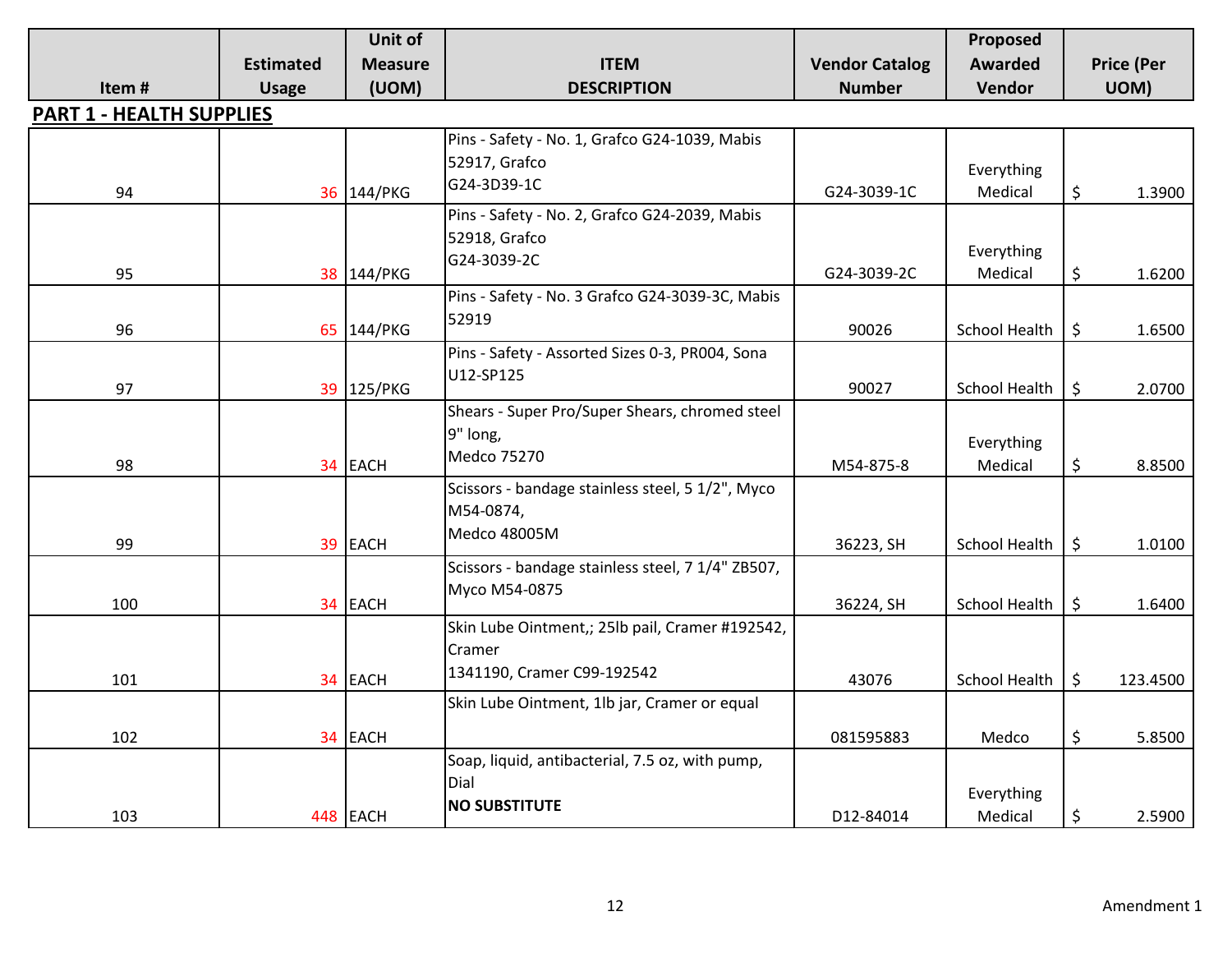| Item # | Estimated Usage | Unit of Measure (UOM) | ITEM DESCRIPTION | Vendor Catalog Number | Proposed Awarded Vendor | Price (Per UOM) |
|---|---|---|---|---|---|---|

**PART 1 - HEALTH SUPPLIES**

| Item # | Estimated Usage | Unit of Measure (UOM) | ITEM DESCRIPTION | Vendor Catalog Number | Proposed Awarded Vendor | Price (Per UOM) |
|---|---|---|---|---|---|---|
| 94 | 36 | 144/PKG | Pins - Safety - No. 1, Grafco G24-1039, Mabis 52917, Grafco G24-3D39-1C | G24-3039-1C | Everything Medical | $ 1.3900 |
| 95 | 38 | 144/PKG | Pins - Safety - No. 2, Grafco G24-2039, Mabis 52918, Grafco G24-3039-2C | G24-3039-2C | Everything Medical | $ 1.6200 |
| 96 | 65 | 144/PKG | Pins - Safety - No. 3 Grafco G24-3039-3C, Mabis 52919 | 90026 | School Health | $ 1.6500 |
| 97 | 39 | 125/PKG | Pins - Safety - Assorted Sizes 0-3, PR004, Sona U12-SP125 | 90027 | School Health | $ 2.0700 |
| 98 | 34 | EACH | Shears - Super Pro/Super Shears, chromed steel 9" long, Medco 75270 | M54-875-8 | Everything Medical | $ 8.8500 |
| 99 | 39 | EACH | Scissors - bandage stainless steel, 5 1/2", Myco M54-0874, Medco 48005M | 36223, SH | School Health | $ 1.0100 |
| 100 | 34 | EACH | Scissors - bandage stainless steel, 7 1/4" ZB507, Myco M54-0875 | 36224, SH | School Health | $ 1.6400 |
| 101 | 34 | EACH | Skin Lube Ointment,; 25lb pail, Cramer #192542, Cramer 1341190, Cramer C99-192542 | 43076 | School Health | $ 123.4500 |
| 102 | 34 | EACH | Skin Lube Ointment, 1lb jar, Cramer or equal | 081595883 | Medco | $ 5.8500 |
| 103 | 448 | EACH | Soap, liquid, antibacterial, 7.5 oz, with pump, Dial **NO SUBSTITUTE** | D12-84014 | Everything Medical | $ 2.5900 |

Amendment 1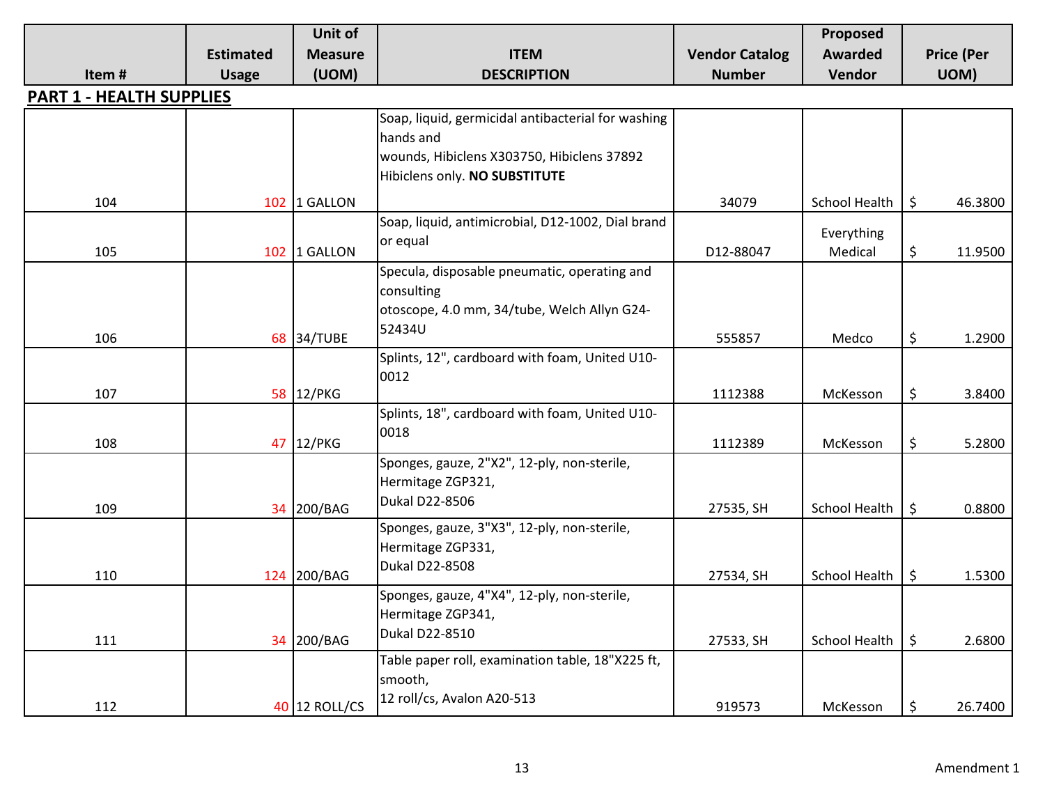| Item # | Estimated Usage | Unit of Measure (UOM) | ITEM DESCRIPTION | Vendor Catalog Number | Proposed Awarded Vendor | Price (Per UOM) |
|---|---|---|---|---|---|---|
| **PART 1 - HEALTH SUPPLIES** | | | | | | |
| 104 | 102 | 1 GALLON | Soap, liquid, germicidal antibacterial for washing hands and wounds, Hibiclens X303750, Hibiclens 37892 Hibiclens only. **NO SUBSTITUTE** | 34079 | School Health | $ 46.3800 |
| 105 | 102 | 1 GALLON | Soap, liquid, antimicrobial, D12-1002, Dial brand or equal | D12-88047 | Everything Medical | $ 11.9500 |
| 106 | 68 | 34/TUBE | Specula, disposable pneumatic, operating and consulting otoscope, 4.0 mm, 34/tube, Welch Allyn G24-52434U | 555857 | Medco | $ 1.2900 |
| 107 | 58 | 12/PKG | Splints, 12", cardboard with foam, United U10-0012 | 1112388 | McKesson | $ 3.8400 |
| 108 | 47 | 12/PKG | Splints, 18", cardboard with foam, United U10-0018 | 1112389 | McKesson | $ 5.2800 |
| 109 | 34 | 200/BAG | Sponges, gauze, 2"X2", 12-ply, non-sterile, Hermitage ZGP321, Dukal D22-8506 | 27535, SH | School Health | $ 0.8800 |
| 110 | 124 | 200/BAG | Sponges, gauze, 3"X3", 12-ply, non-sterile, Hermitage ZGP331, Dukal D22-8508 | 27534, SH | School Health | $ 1.5300 |
| 111 | 34 | 200/BAG | Sponges, gauze, 4"X4", 12-ply, non-sterile, Hermitage ZGP341, Dukal D22-8510 | 27533, SH | School Health | $ 2.6800 |
| 112 | 40 | 12 ROLL/CS | Table paper roll, examination table, 18"X225 ft, smooth, 12 roll/cs, Avalon A20-513 | 919573 | McKesson | $ 26.7400 |

Amendment 1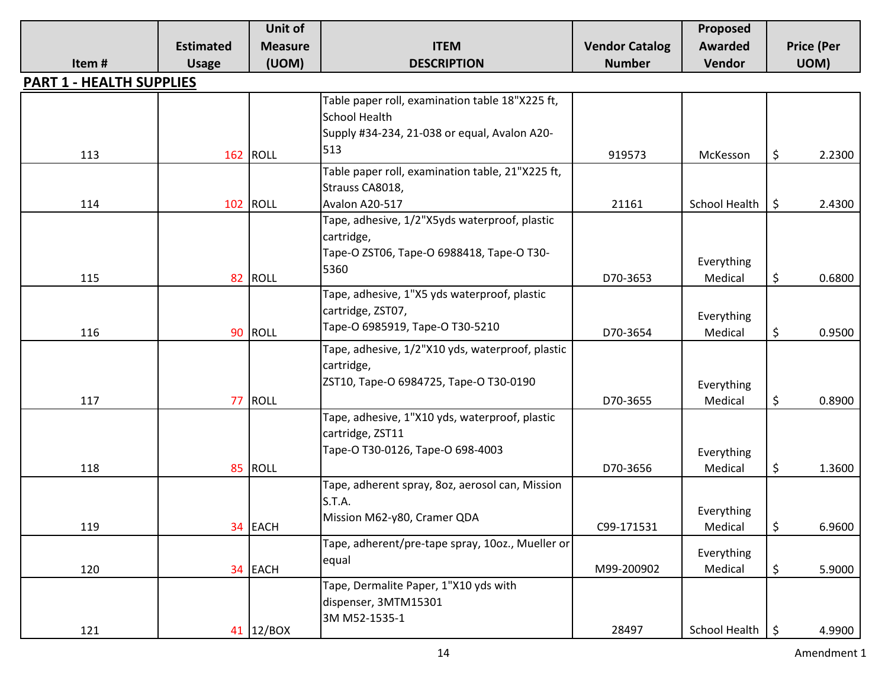| Item # | Estimated Usage | Unit of Measure (UOM) | ITEM DESCRIPTION | Vendor Catalog Number | Proposed Awarded Vendor | Price (Per UOM) |
|---|---|---|---|---|---|---|
| **PART 1 - HEALTH SUPPLIES** | | | | | | |
| 113 | 162 | ROLL | Table paper roll, examination table 18"X225 ft, School Health Supply #34-234, 21-038 or equal, Avalon A20-513 | 919573 | McKesson | $ 2.2300 |
| 114 | 102 | ROLL | Table paper roll, examination table, 21"X225 ft, Strauss CA8018, Avalon A20-517 | 21161 | School Health | $ 2.4300 |
| 115 | 82 | ROLL | Tape, adhesive, 1/2"X5yds waterproof, plastic cartridge, Tape-O ZST06, Tape-O 6988418, Tape-O T30-5360 | D70-3653 | Everything Medical | $ 0.6800 |
| 116 | 90 | ROLL | Tape, adhesive, 1"X5 yds waterproof, plastic cartridge, ZST07, Tape-O 6985919, Tape-O T30-5210 | D70-3654 | Everything Medical | $ 0.9500 |
| 117 | 77 | ROLL | Tape, adhesive, 1/2"X10 yds, waterproof, plastic cartridge, ZST10, Tape-O 6984725, Tape-O T30-0190 | D70-3655 | Everything Medical | $ 0.8900 |
| 118 | 85 | ROLL | Tape, adhesive, 1"X10 yds, waterproof, plastic cartridge, ZST11 Tape-O T30-0126, Tape-O 698-4003 | D70-3656 | Everything Medical | $ 1.3600 |
| 119 | 34 | EACH | Tape, adherent spray, 8oz, aerosol can, Mission S.T.A. Mission M62-y80, Cramer QDA | C99-171531 | Everything Medical | $ 6.9600 |
| 120 | 34 | EACH | Tape, adherent/pre-tape spray, 10oz., Mueller or equal | M99-200902 | Everything Medical | $ 5.9000 |
| 121 | 41 | 12/BOX | Tape, Dermalite Paper, 1"X10 yds with dispenser, 3MTM15301 3M M52-1535-1 | 28497 | School Health | $ 4.9900 |

Amendment 1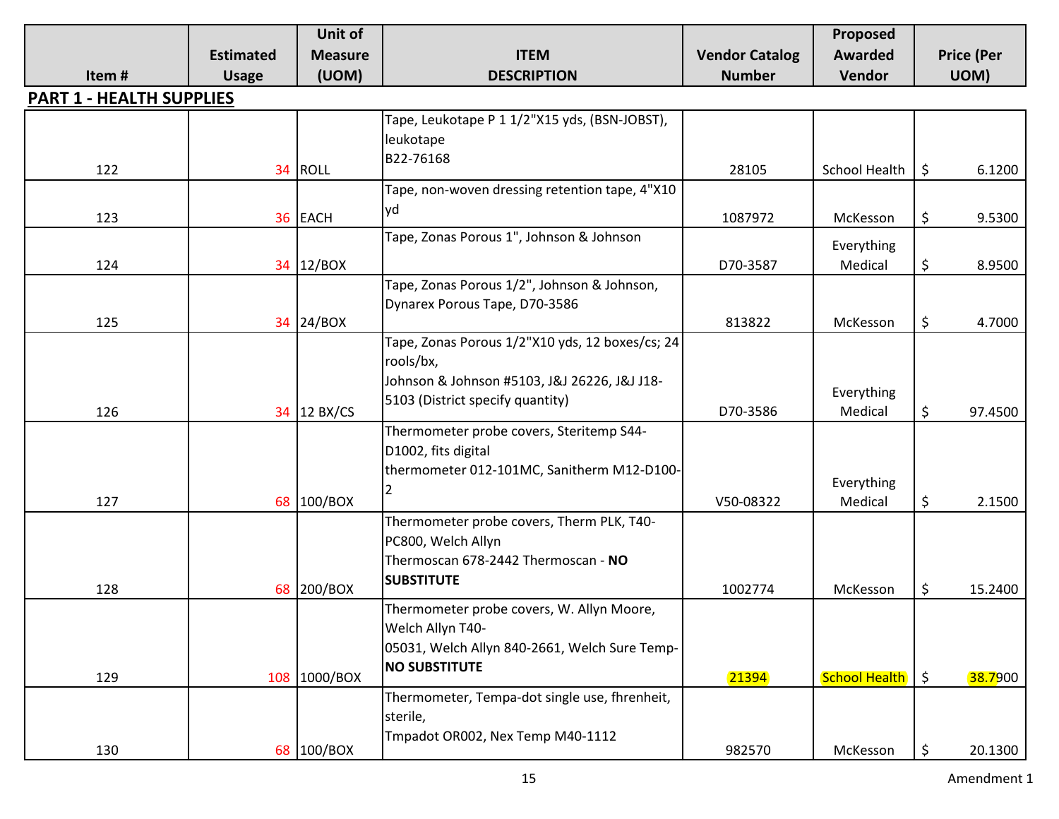| Item # | Estimated Usage | Unit of Measure (UOM) | ITEM DESCRIPTION | Vendor Catalog Number | Proposed Awarded Vendor | Price (Per UOM) |
|---|---|---|---|---|---|---|
| **PART 1 - HEALTH SUPPLIES** | | | | | | |
| 122 | 34 | ROLL | Tape, Leukotape P 1 1/2"X15 yds, (BSN-JOBST), leukotape B22-76168 | 28105 | School Health | $ 6.1200 |
| 123 | 36 | EACH | Tape, non-woven dressing retention tape, 4"X10 yd | 1087972 | McKesson | $ 9.5300 |
| 124 | 34 | 12/BOX | Tape, Zonas Porous 1", Johnson & Johnson | D70-3587 | Everything Medical | $ 8.9500 |
| 125 | 34 | 24/BOX | Tape, Zonas Porous 1/2", Johnson & Johnson, Dynarex Porous Tape, D70-3586 | 813822 | McKesson | $ 4.7000 |
| 126 | 34 | 12 BX/CS | Tape, Zonas Porous 1/2"X10 yds, 12 boxes/cs; 24 rools/bx, Johnson & Johnson #5103, J&J 26226, J&J J18-5103 (District specify quantity) | D70-3586 | Everything Medical | $ 97.4500 |
| 127 | 68 | 100/BOX | Thermometer probe covers, Steritemp S44-D1002, fits digital thermometer 012-101MC, Sanitherm M12-D100-2 | V50-08322 | Everything Medical | $ 2.1500 |
| 128 | 68 | 200/BOX | Thermometer probe covers, Therm PLK, T40-PC800, Welch Allyn Thermoscan 678-2442 Thermoscan - **NO SUBSTITUTE** | 1002774 | McKesson | $ 15.2400 |
| 129 | 108 | 1000/BOX | Thermometer probe covers, W. Allyn Moore, Welch Allyn T40-05031, Welch Allyn 840-2661, Welch Sure Temp- **NO SUBSTITUTE** | 21394 | School Health | $ 38.7900 |
| 130 | 68 | 100/BOX | Thermometer, Tempa-dot single use, fhrenheit, sterile, Tmpadot OR002, Nex Temp M40-1112 | 982570 | McKesson | $ 20.1300 |

Amendment 1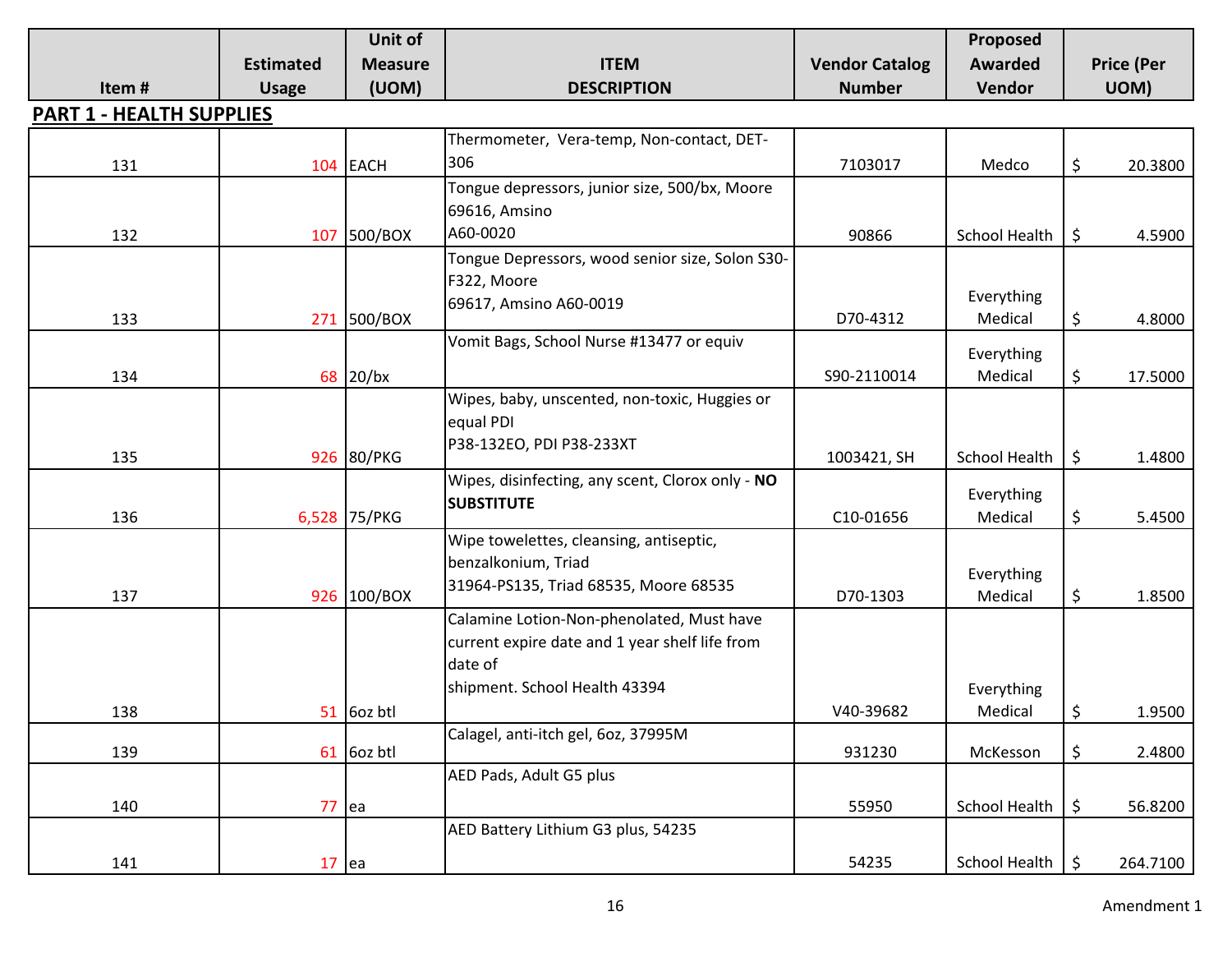| Item # | Estimated Usage | Unit of Measure (UOM) | ITEM DESCRIPTION | Vendor Catalog Number | Proposed Awarded Vendor | Price (Per UOM) |
|---|---|---|---|---|---|---|

## PART 1 - HEALTH SUPPLIES

| Item # | Estimated Usage | Unit of Measure (UOM) | ITEM DESCRIPTION | Vendor Catalog Number | Proposed Awarded Vendor | Price (Per UOM) |
|---|---|---|---|---|---|---|
| 131 | 104 | EACH | Thermometer, Vera-temp, Non-contact, DET-306 | 7103017 | Medco | $ 20.3800 |
| 132 | 107 | 500/BOX | Tongue depressors, junior size, 500/bx, Moore 69616, Amsino A60-0020 | 90866 | School Health | $ 4.5900 |
| 133 | 271 | 500/BOX | Tongue Depressors, wood senior size, Solon S30-F322, Moore 69617, Amsino A60-0019 | D70-4312 | Everything Medical | $ 4.8000 |
| 134 | 68 | 20/bx | Vomit Bags, School Nurse #13477 or equiv | S90-2110014 | Everything Medical | $ 17.5000 |
| 135 | 926 | 80/PKG | Wipes, baby, unscented, non-toxic, Huggies or equal PDI P38-132EO, PDI P38-233XT | 1003421, SH | School Health | $ 1.4800 |
| 136 | 6,528 | 75/PKG | Wipes, disinfecting, any scent, Clorox only - **NO SUBSTITUTE** | C10-01656 | Everything Medical | $ 5.4500 |
| 137 | 926 | 100/BOX | Wipe towelettes, cleansing, antiseptic, benzalkonium, Triad 31964-PS135, Triad 68535, Moore 68535 | D70-1303 | Everything Medical | $ 1.8500 |
| 138 | 51 | 6oz btl | Calamine Lotion-Non-phenolated, Must have current expire date and 1 year shelf life from date of shipment. School Health 43394 | V40-39682 | Everything Medical | $ 1.9500 |
| 139 | 61 | 6oz btl | Calagel, anti-itch gel, 6oz, 37995M | 931230 | McKesson | $ 2.4800 |
| 140 | 77 | ea | AED Pads, Adult G5 plus | 55950 | School Health | $ 56.8200 |
| 141 | 17 | ea | AED Battery Lithium G3 plus, 54235 | 54235 | School Health | $ 264.7100 |

Amendment 1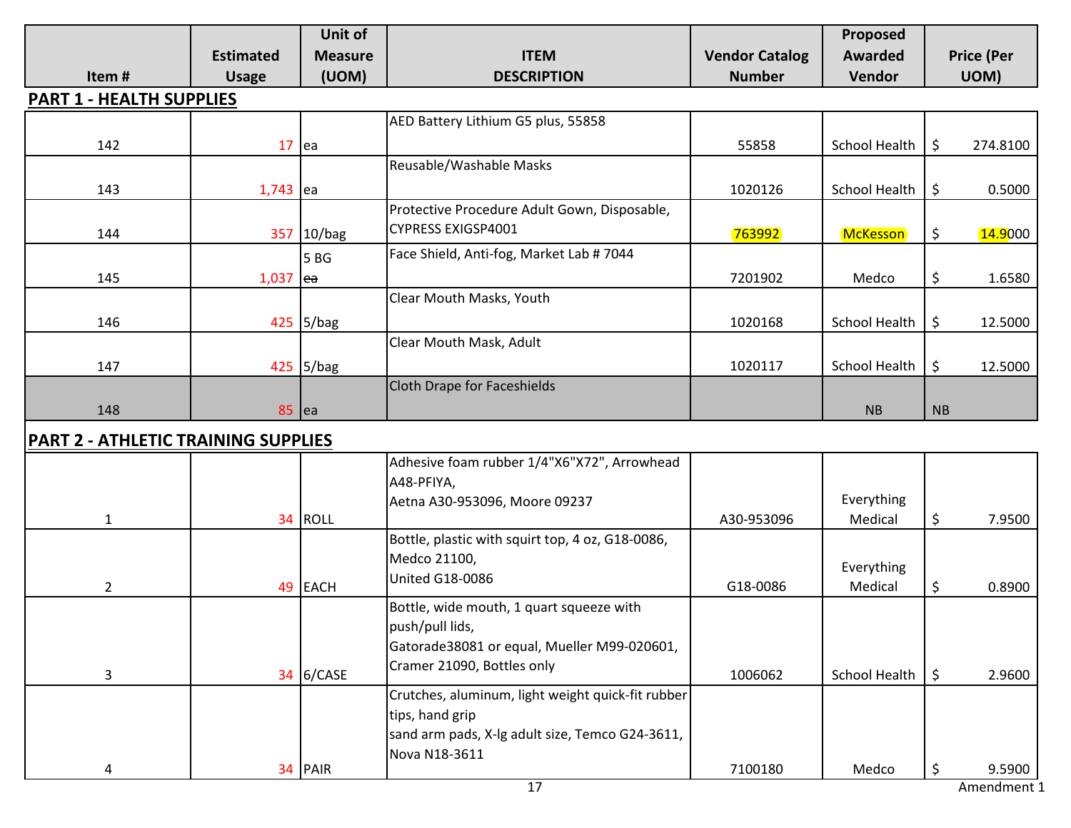| Item # | Estimated Usage | Unit of Measure (UOM) | ITEM DESCRIPTION | Vendor Catalog Number | Proposed Awarded Vendor | Price (Per UOM) |
|---|---|---|---|---|---|---|
| **PART 1 - HEALTH SUPPLIES** | | | | | | |
| 142 | 17 | ea | AED Battery Lithium G5 plus, 55858 | 55858 | School Health | $ 274.8100 |
| 143 | 1,743 | ea | Reusable/Washable Masks | 1020126 | School Health | $ 0.5000 |
| 144 | 357 | 10/bag | Protective Procedure Adult Gown, Disposable, CYPRESS EXIGSP4001 | 763992 | McKesson | $ 14.9000 |
| 145 | 1,037 | 5 BG ~~ea~~ | Face Shield, Anti-fog, Market Lab # 7044 | 7201902 | Medco | $ 1.6580 |
| 146 | 425 | 5/bag | Clear Mouth Masks, Youth | 1020168 | School Health | $ 12.5000 |
| 147 | 425 | 5/bag | Clear Mouth Mask, Adult | 1020117 | School Health | $ 12.5000 |
| 148 | 85 | ea | Cloth Drape for Faceshields | | NB | NB |
| **PART 2 - ATHLETIC TRAINING SUPPLIES** | | | | | | |
| 1 | 34 | ROLL | Adhesive foam rubber 1/4"X6"X72", Arrowhead A48-PFIYA, Aetna A30-953096, Moore 09237 | A30-953096 | Everything Medical | $ 7.9500 |
| 2 | 49 | EACH | Bottle, plastic with squirt top, 4 oz, G18-0086, Medco 21100, United G18-0086 | G18-0086 | Everything Medical | $ 0.8900 |
| 3 | 34 | 6/CASE | Bottle, wide mouth, 1 quart squeeze with push/pull lids, Gatorade38081 or equal, Mueller M99-020601, Cramer 21090, Bottles only | 1006062 | School Health | $ 2.9600 |
| 4 | 34 | PAIR | Crutches, aluminum, light weight quick-fit rubber tips, hand grip sand arm pads, X-lg adult size, Temco G24-3611, Nova N18-3611 | 7100180 | Medco | $ 9.5900 |

Amendment 1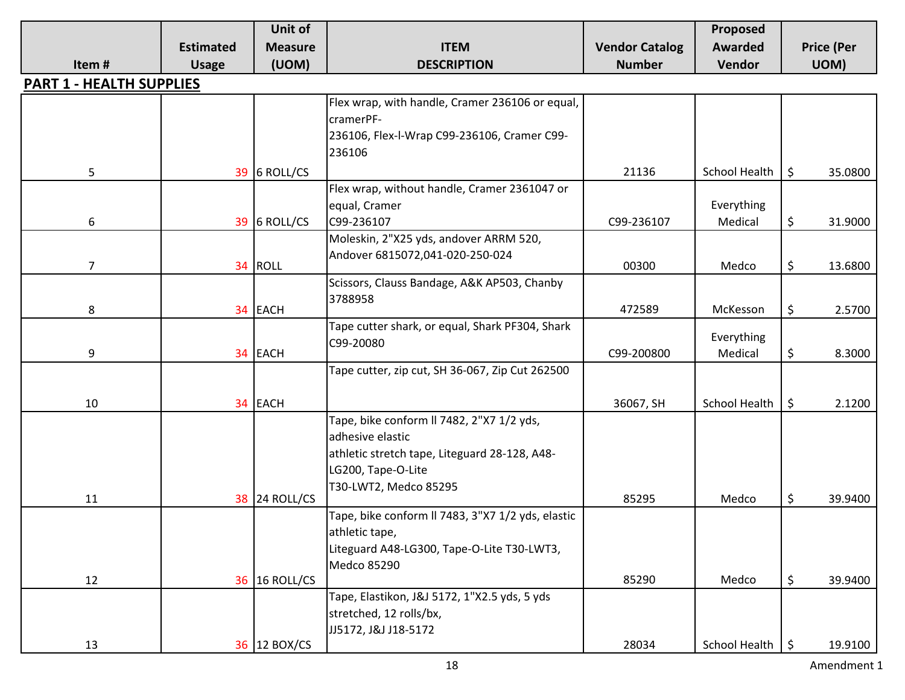| Item # | Estimated Usage | Unit of Measure (UOM) | ITEM DESCRIPTION | Vendor Catalog Number | Proposed Awarded Vendor | Price (Per UOM) |
|---|---|---|---|---|---|---|
| **PART 1 - HEALTH SUPPLIES** | | | | | | |
| 5 | 39 | 6 ROLL/CS | Flex wrap, with handle, Cramer 236106 or equal, cramerPF-236106, Flex-l-Wrap C99-236106, Cramer C99-236106 | 21136 | School Health | $ 35.0800 |
| 6 | 39 | 6 ROLL/CS | Flex wrap, without handle, Cramer 2361047 or equal, Cramer C99-236107 | C99-236107 | Everything Medical | $ 31.9000 |
| 7 | 34 | ROLL | Moleskin, 2"X25 yds, andover ARRM 520, Andover 6815072,041-020-250-024 | 00300 | Medco | $ 13.6800 |
| 8 | 34 | EACH | Scissors, Clauss Bandage, A&K AP503, Chanby 3788958 | 472589 | McKesson | $ 2.5700 |
| 9 | 34 | EACH | Tape cutter shark, or equal, Shark PF304, Shark C99-20080 | C99-200800 | Everything Medical | $ 8.3000 |
| 10 | 34 | EACH | Tape cutter, zip cut, SH 36-067, Zip Cut 262500 | 36067, SH | School Health | $ 2.1200 |
| 11 | 38 | 24 ROLL/CS | Tape, bike conform ll 7482, 2"X7 1/2 yds, adhesive elastic athletic stretch tape, Liteguard 28-128, A48-LG200, Tape-O-Lite T30-LWT2, Medco 85295 | 85295 | Medco | $ 39.9400 |
| 12 | 36 | 16 ROLL/CS | Tape, bike conform ll 7483, 3"X7 1/2 yds, elastic athletic tape, Liteguard A48-LG300, Tape-O-Lite T30-LWT3, Medco 85290 | 85290 | Medco | $ 39.9400 |
| 13 | 36 | 12 BOX/CS | Tape, Elastikon, J&J 5172, 1"X2.5 yds, 5 yds stretched, 12 rolls/bx, JJ5172, J&J J18-5172 | 28034 | School Health | $ 19.9100 |

Amendment 1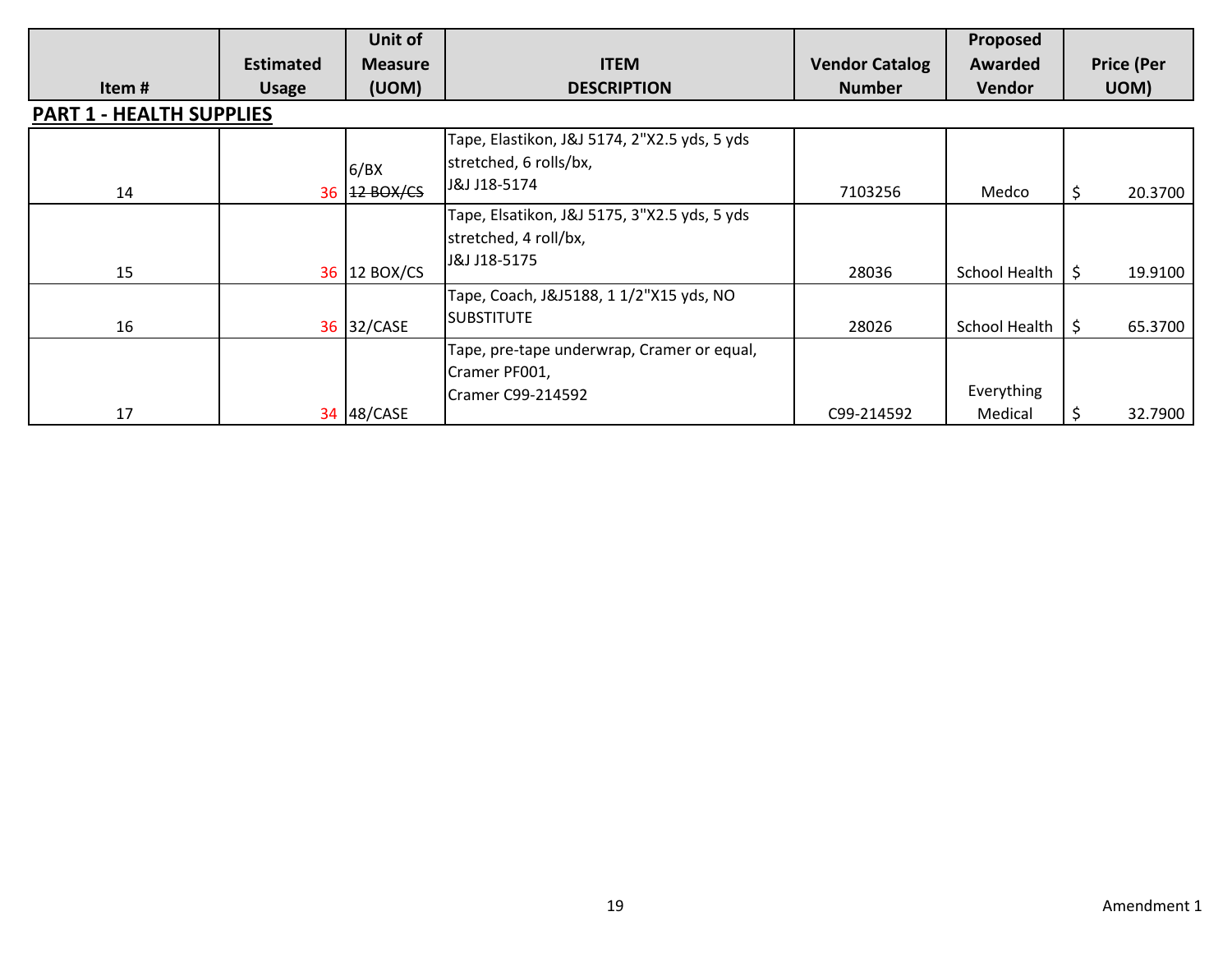| Item # | Estimated Usage | Unit of Measure (UOM) | ITEM DESCRIPTION | Vendor Catalog Number | Proposed Awarded Vendor | Price (Per UOM) |
|---|---|---|---|---|---|---|
| **PART 1 - HEALTH SUPPLIES** | | | | | | |
| 14 | 36 | 6/BX ~~12 BOX/CS~~ | Tape, Elastikon, J&J 5174, 2"X2.5 yds, 5 yds stretched, 6 rolls/bx, J&J J18-5174 | 7103256 | Medco | $ 20.3700 |
| 15 | 36 | 12 BOX/CS | Tape, Elsatikon, J&J 5175, 3"X2.5 yds, 5 yds stretched, 4 roll/bx, J&J J18-5175 | 28036 | School Health | $ 19.9100 |
| 16 | 36 | 32/CASE | Tape, Coach, J&J5188, 1 1/2"X15 yds, NO SUBSTITUTE | 28026 | School Health | $ 65.3700 |
| 17 | 34 | 48/CASE | Tape, pre-tape underwrap, Cramer or equal, Cramer PF001, Cramer C99-214592 | C99-214592 | Everything Medical | $ 32.7900 |

Amendment 1